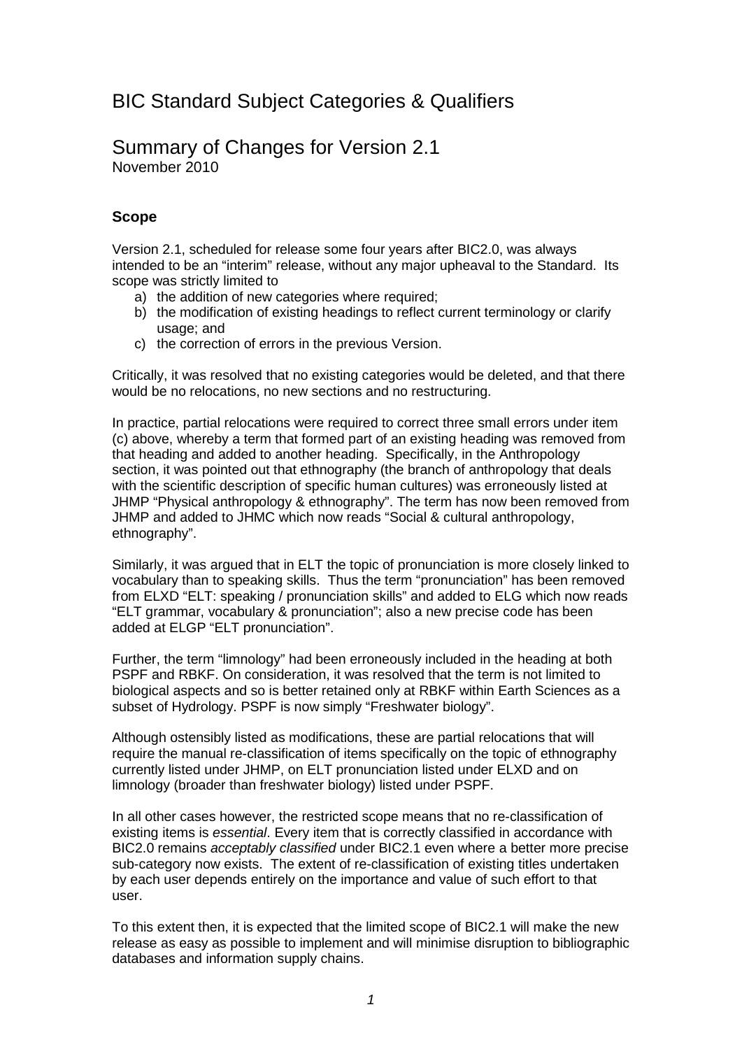# BIC Standard Subject Categories & Qualifiers

## Summary of Changes for Version 2.1

November 2010

### Scope

Version 2.1, scheduled for release some four years after BIC2.0, was always intended to be an "interim" release, without any major upheaval to the Standard. Its scope was strictly limited to

a) the addition of new categories where required;
b) the modification of existing headings to reflect current terminology or clarify usage; and
c) the correction of errors in the previous Version.

Critically, it was resolved that no existing categories would be deleted, and that there would be no relocations, no new sections and no restructuring.

In practice, partial relocations were required to correct three small errors under item (c) above, whereby a term that formed part of an existing heading was removed from that heading and added to another heading. Specifically, in the Anthropology section, it was pointed out that ethnography (the branch of anthropology that deals with the scientific description of specific human cultures) was erroneously listed at JHMP "Physical anthropology & ethnography". The term has now been removed from JHMP and added to JHMC which now reads "Social & cultural anthropology, ethnography".

Similarly, it was argued that in ELT the topic of pronunciation is more closely linked to vocabulary than to speaking skills. Thus the term "pronunciation" has been removed from ELXD "ELT: speaking / pronunciation skills" and added to ELG which now reads "ELT grammar, vocabulary & pronunciation"; also a new precise code has been added at ELGP "ELT pronunciation".

Further, the term "limnology" had been erroneously included in the heading at both PSPF and RBKF. On consideration, it was resolved that the term is not limited to biological aspects and so is better retained only at RBKF within Earth Sciences as a subset of Hydrology. PSPF is now simply "Freshwater biology".

Although ostensibly listed as modifications, these are partial relocations that will require the manual re-classification of items specifically on the topic of ethnography currently listed under JHMP, on ELT pronunciation listed under ELXD and on limnology (broader than freshwater biology) listed under PSPF.

In all other cases however, the restricted scope means that no re-classification of existing items is *essential*. Every item that is correctly classified in accordance with BIC2.0 remains *acceptably classified* under BIC2.1 even where a better more precise sub-category now exists. The extent of re-classification of existing titles undertaken by each user depends entirely on the importance and value of such effort to that user.

To this extent then, it is expected that the limited scope of BIC2.1 will make the new release as easy as possible to implement and will minimise disruption to bibliographic databases and information supply chains.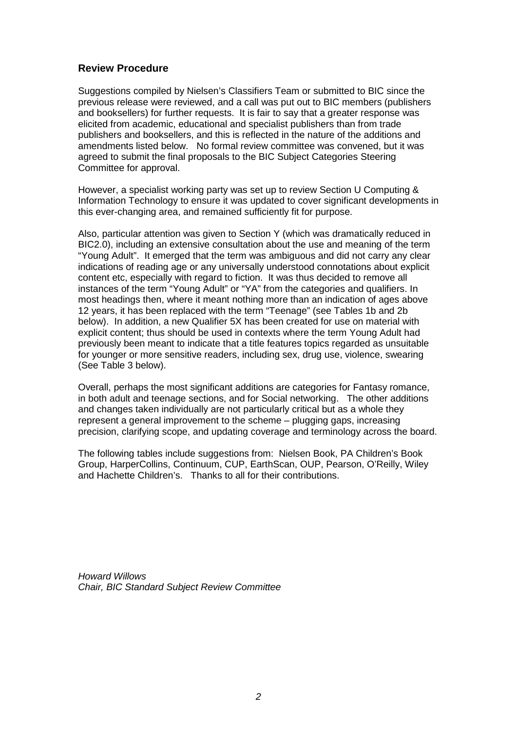## Review Procedure

Suggestions compiled by Nielsen's Classifiers Team or submitted to BIC since the previous release were reviewed, and a call was put out to BIC members (publishers and booksellers) for further requests. It is fair to say that a greater response was elicited from academic, educational and specialist publishers than from trade publishers and booksellers, and this is reflected in the nature of the additions and amendments listed below. No formal review committee was convened, but it was agreed to submit the final proposals to the BIC Subject Categories Steering Committee for approval.

However, a specialist working party was set up to review Section U Computing & Information Technology to ensure it was updated to cover significant developments in this ever-changing area, and remained sufficiently fit for purpose.

Also, particular attention was given to Section Y (which was dramatically reduced in BIC2.0), including an extensive consultation about the use and meaning of the term "Young Adult". It emerged that the term was ambiguous and did not carry any clear indications of reading age or any universally understood connotations about explicit content etc, especially with regard to fiction. It was thus decided to remove all instances of the term "Young Adult" or "YA" from the categories and qualifiers. In most headings then, where it meant nothing more than an indication of ages above 12 years, it has been replaced with the term "Teenage" (see Tables 1b and 2b below). In addition, a new Qualifier 5X has been created for use on material with explicit content; thus should be used in contexts where the term Young Adult had previously been meant to indicate that a title features topics regarded as unsuitable for younger or more sensitive readers, including sex, drug use, violence, swearing (See Table 3 below).

Overall, perhaps the most significant additions are categories for Fantasy romance, in both adult and teenage sections, and for Social networking. The other additions and changes taken individually are not particularly critical but as a whole they represent a general improvement to the scheme – plugging gaps, increasing precision, clarifying scope, and updating coverage and terminology across the board.

The following tables include suggestions from: Nielsen Book, PA Children's Book Group, HarperCollins, Continuum, CUP, EarthScan, OUP, Pearson, O'Reilly, Wiley and Hachette Children's. Thanks to all for their contributions.

*Howard Willows*
*Chair, BIC Standard Subject Review Committee*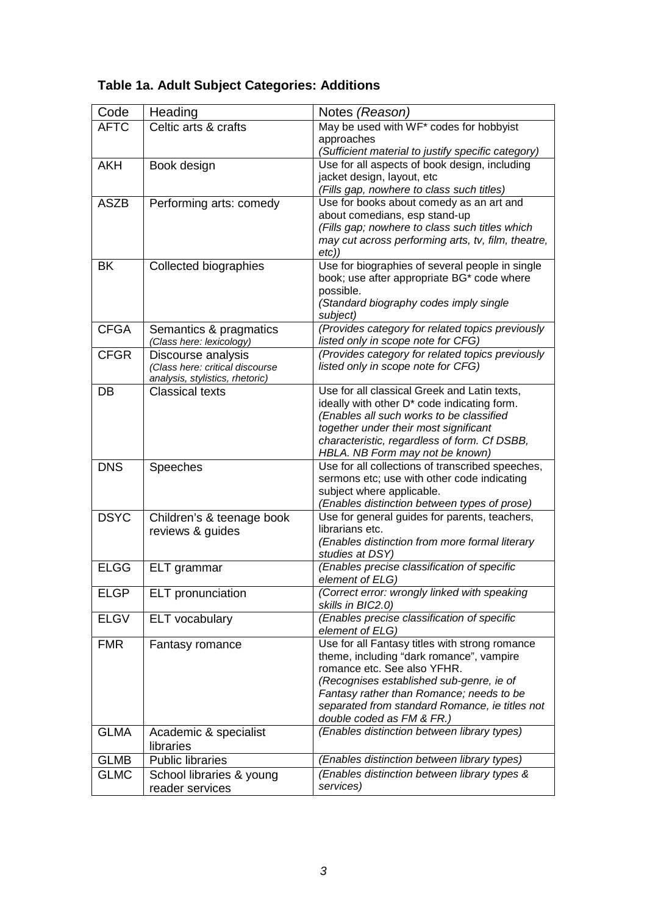**Table 1a. Adult Subject Categories: Additions**

| Code | Heading | Notes *(Reason)* |
|---|---|---|
| AFTC | Celtic arts & crafts | May be used with WF* codes for hobbyist approaches *(Sufficient material to justify specific category)* |
| AKH | Book design | Use for all aspects of book design, including jacket design, layout, etc *(Fills gap, nowhere to class such titles)* |
| ASZB | Performing arts: comedy | Use for books about comedy as an art and about comedians, esp stand-up *(Fills gap; nowhere to class such titles which may cut across performing arts, tv, film, theatre, etc))* |
| BK | Collected biographies | Use for biographies of several people in single book; use after appropriate BG* code where possible. *(Standard biography codes imply single subject)* |
| CFGA | Semantics & pragmatics *(Class here: lexicology)* | *(Provides category for related topics previously listed only in scope note for CFG)* |
| CFGR | Discourse analysis *(Class here: critical discourse analysis, stylistics, rhetoric)* | *(Provides category for related topics previously listed only in scope note for CFG)* |
| DB | Classical texts | Use for all classical Greek and Latin texts, ideally with other D* code indicating form. *(Enables all such works to be classified together under their most significant characteristic, regardless of form. Cf DSBB, HBLA. NB Form may not be known)* |
| DNS | Speeches | Use for all collections of transcribed speeches, sermons etc; use with other code indicating subject where applicable. *(Enables distinction between types of prose)* |
| DSYC | Children's & teenage book reviews & guides | Use for general guides for parents, teachers, librarians etc. *(Enables distinction from more formal literary studies at DSY)* |
| ELGG | ELT grammar | *(Enables precise classification of specific element of ELG)* |
| ELGP | ELT pronunciation | *(Correct error: wrongly linked with speaking skills in BIC2.0)* |
| ELGV | ELT vocabulary | *(Enables precise classification of specific element of ELG)* |
| FMR | Fantasy romance | Use for all Fantasy titles with strong romance theme, including "dark romance", vampire romance etc. See also YFHR. *(Recognises established sub-genre, ie of Fantasy rather than Romance; needs to be separated from standard Romance, ie titles not double coded as FM & FR.)* |
| GLMA | Academic & specialist libraries | *(Enables distinction between library types)* |
| GLMB | Public libraries | *(Enables distinction between library types)* |
| GLMC | School libraries & young reader services | *(Enables distinction between library types & services)* |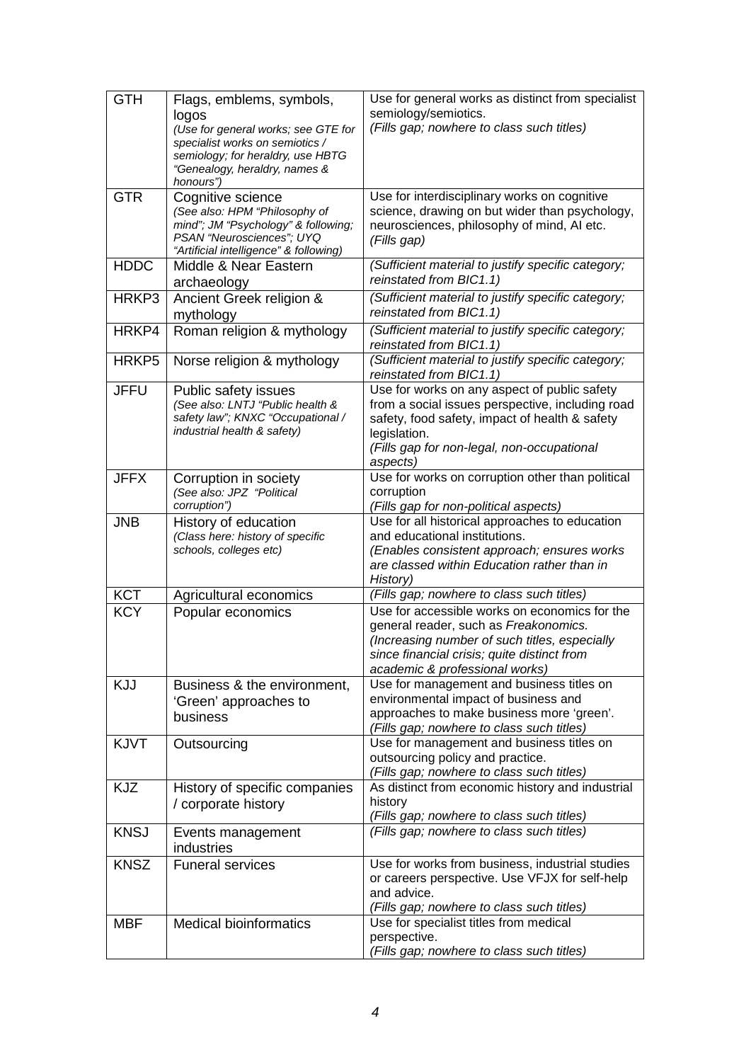| GTH | Flags, emblems, symbols, logos *(Use for general works; see GTE for specialist works on semiotics / semiology; for heraldry, use HBTG "Genealogy, heraldry, names & honours")* | Use for general works as distinct from specialist semiology/semiotics. *(Fills gap; nowhere to class such titles)* |
|---|---|---|
| GTR | Cognitive science *(See also: HPM "Philosophy of mind"; JM "Psychology" & following; PSAN "Neurosciences"; UYQ "Artificial intelligence" & following)* | Use for interdisciplinary works on cognitive science, drawing on but wider than psychology, neurosciences, philosophy of mind, AI etc. *(Fills gap)* |
| HDDC | Middle & Near Eastern archaeology | *(Sufficient material to justify specific category; reinstated from BIC1.1)* |
| HRKP3 | Ancient Greek religion & mythology | *(Sufficient material to justify specific category; reinstated from BIC1.1)* |
| HRKP4 | Roman religion & mythology | *(Sufficient material to justify specific category; reinstated from BIC1.1)* |
| HRKP5 | Norse religion & mythology | *(Sufficient material to justify specific category; reinstated from BIC1.1)* |
| JFFU | Public safety issues *(See also: LNTJ "Public health & safety law"; KNXC "Occupational / industrial health & safety)* | Use for works on any aspect of public safety from a social issues perspective, including road safety, food safety, impact of health & safety legislation. *(Fills gap for non-legal, non-occupational aspects)* |
| JFFX | Corruption in society *(See also: JPZ "Political corruption")* | Use for works on corruption other than political corruption *(Fills gap for non-political aspects)* |
| JNB | History of education *(Class here: history of specific schools, colleges etc)* | Use for all historical approaches to education and educational institutions. *(Enables consistent approach; ensures works are classed within Education rather than in History)* |
| KCT | Agricultural economics | *(Fills gap; nowhere to class such titles)* |
| KCY | Popular economics | Use for accessible works on economics for the general reader, such as *Freakonomics.* *(Increasing number of such titles, especially since financial crisis; quite distinct from academic & professional works)* |
| KJJ | Business & the environment, 'Green' approaches to business | Use for management and business titles on environmental impact of business and approaches to make business more 'green'. *(Fills gap; nowhere to class such titles)* |
| KJVT | Outsourcing | Use for management and business titles on outsourcing policy and practice. *(Fills gap; nowhere to class such titles)* |
| KJZ | History of specific companies / corporate history | As distinct from economic history and industrial history *(Fills gap; nowhere to class such titles)* |
| KNSJ | Events management industries | *(Fills gap; nowhere to class such titles)* |
| KNSZ | Funeral services | Use for works from business, industrial studies or careers perspective. Use VFJX for self-help and advice. *(Fills gap; nowhere to class such titles)* |
| MBF | Medical bioinformatics | Use for specialist titles from medical perspective. *(Fills gap; nowhere to class such titles)* |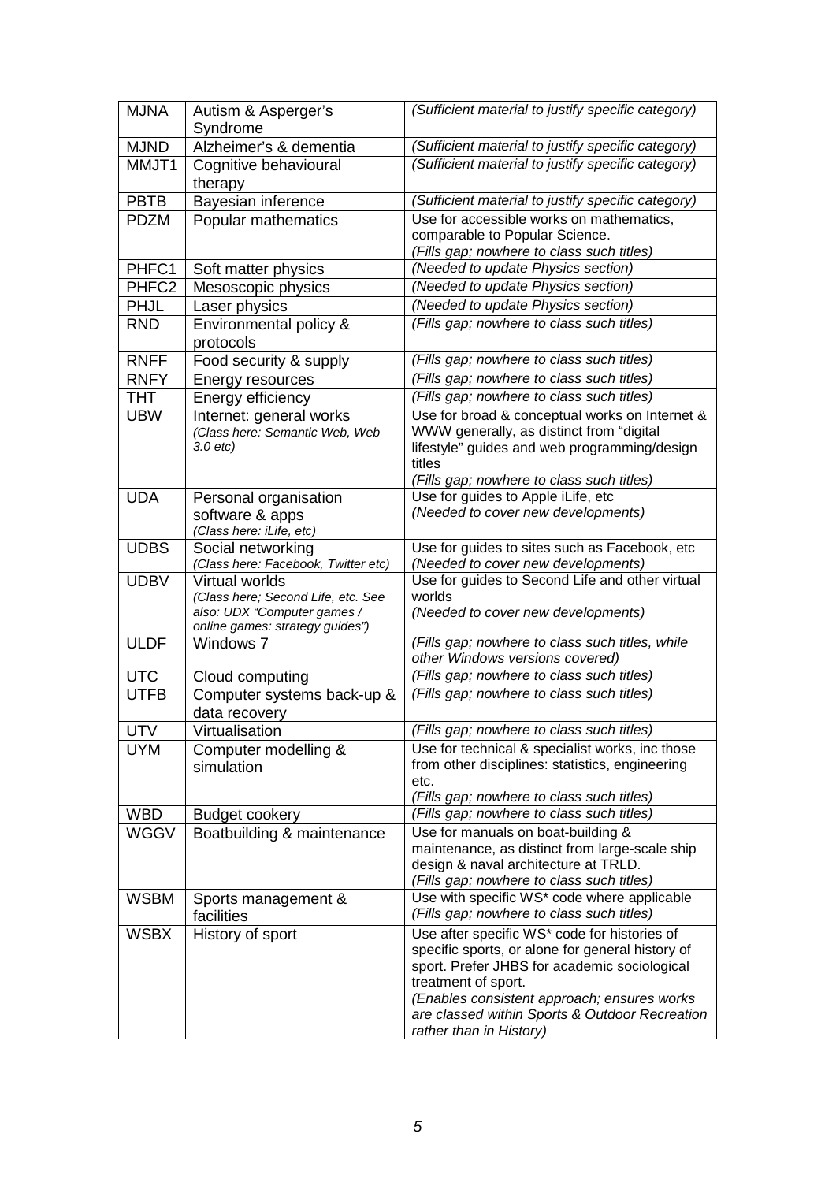| MJNA | Autism & Asperger's Syndrome | *(Sufficient material to justify specific category)* |
|---|---|---|
| MJND | Alzheimer's & dementia | *(Sufficient material to justify specific category)* |
| MMJT1 | Cognitive behavioural therapy | *(Sufficient material to justify specific category)* |
| PBTB | Bayesian inference | *(Sufficient material to justify specific category)* |
| PDZM | Popular mathematics | Use for accessible works on mathematics, comparable to Popular Science. *(Fills gap; nowhere to class such titles)* |
| PHFC1 | Soft matter physics | *(Needed to update Physics section)* |
| PHFC2 | Mesoscopic physics | *(Needed to update Physics section)* |
| PHJL | Laser physics | *(Needed to update Physics section)* |
| RND | Environmental policy & protocols | *(Fills gap; nowhere to class such titles)* |
| RNFF | Food security & supply | *(Fills gap; nowhere to class such titles)* |
| RNFY | Energy resources | *(Fills gap; nowhere to class such titles)* |
| THT | Energy efficiency | *(Fills gap; nowhere to class such titles)* |
| UBW | Internet: general works *(Class here: Semantic Web, Web 3.0 etc)* | Use for broad & conceptual works on Internet & WWW generally, as distinct from "digital lifestyle" guides and web programming/design titles *(Fills gap; nowhere to class such titles)* |
| UDA | Personal organisation software & apps *(Class here: iLife, etc)* | Use for guides to Apple iLife, etc *(Needed to cover new developments)* |
| UDBS | Social networking *(Class here: Facebook, Twitter etc)* | Use for guides to sites such as Facebook, etc *(Needed to cover new developments)* |
| UDBV | Virtual worlds *(Class here; Second Life, etc. See also: UDX "Computer games / online games: strategy guides")* | Use for guides to Second Life and other virtual worlds *(Needed to cover new developments)* |
| ULDF | Windows 7 | *(Fills gap; nowhere to class such titles, while other Windows versions covered)* |
| UTC | Cloud computing | *(Fills gap; nowhere to class such titles)* |
| UTFB | Computer systems back-up & data recovery | *(Fills gap; nowhere to class such titles)* |
| UTV | Virtualisation | *(Fills gap; nowhere to class such titles)* |
| UYM | Computer modelling & simulation | Use for technical & specialist works, inc those from other disciplines: statistics, engineering etc. *(Fills gap; nowhere to class such titles)* |
| WBD | Budget cookery | *(Fills gap; nowhere to class such titles)* |
| WGGV | Boatbuilding & maintenance | Use for manuals on boat-building & maintenance, as distinct from large-scale ship design & naval architecture at TRLD. *(Fills gap; nowhere to class such titles)* |
| WSBM | Sports management & facilities | Use with specific WS* code where applicable *(Fills gap; nowhere to class such titles)* |
| WSBX | History of sport | Use after specific WS* code for histories of specific sports, or alone for general history of sport. Prefer JHBS for academic sociological treatment of sport. *(Enables consistent approach; ensures works are classed within Sports & Outdoor Recreation rather than in History)* |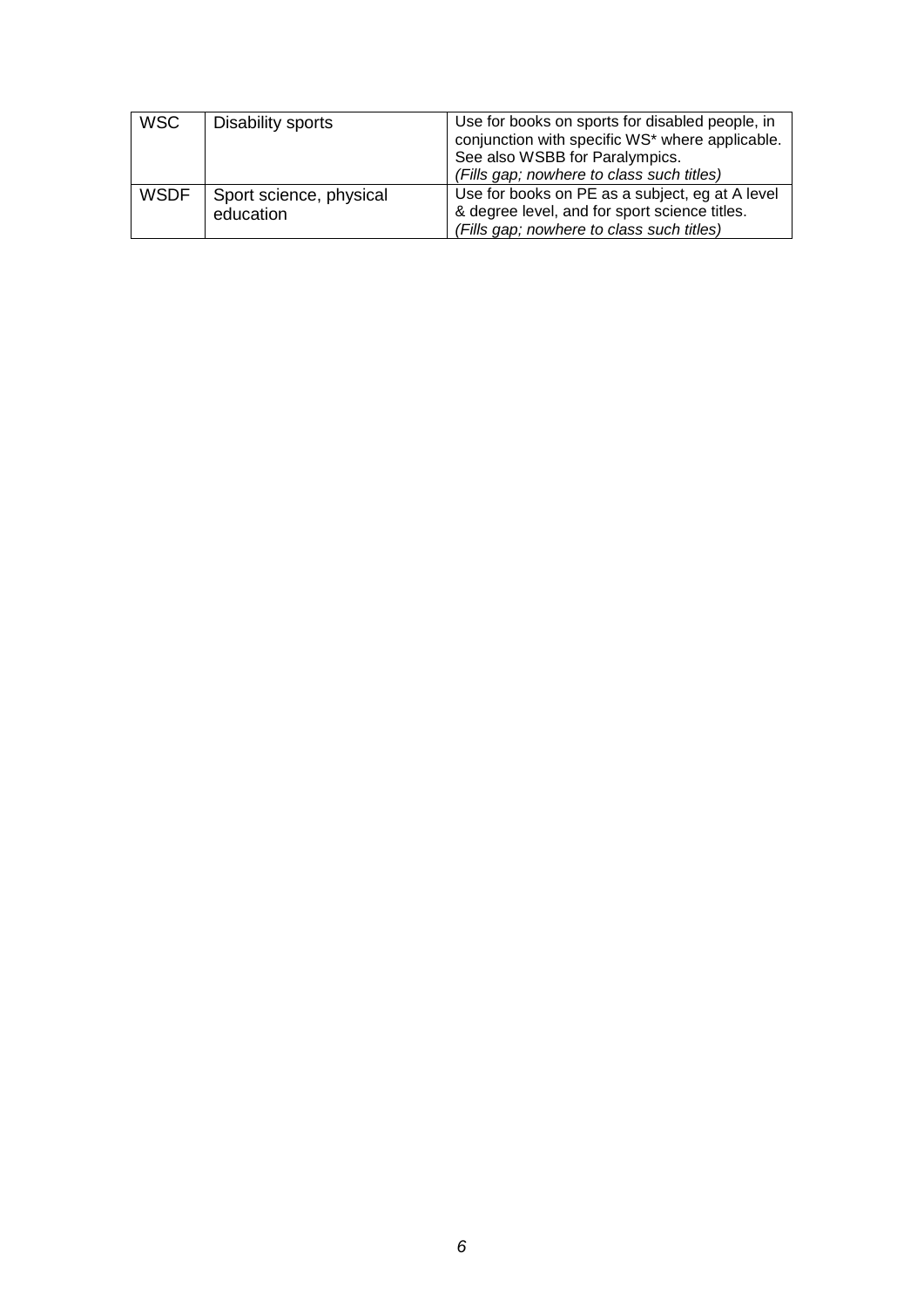| WSC | Disability sports | Use for books on sports for disabled people, in conjunction with specific WS* where applicable. See also WSBB for Paralympics. *(Fills gap; nowhere to class such titles)* |
|---|---|---|
| WSDF | Sport science, physical education | Use for books on PE as a subject, eg at A level & degree level, and for sport science titles. *(Fills gap; nowhere to class such titles)* |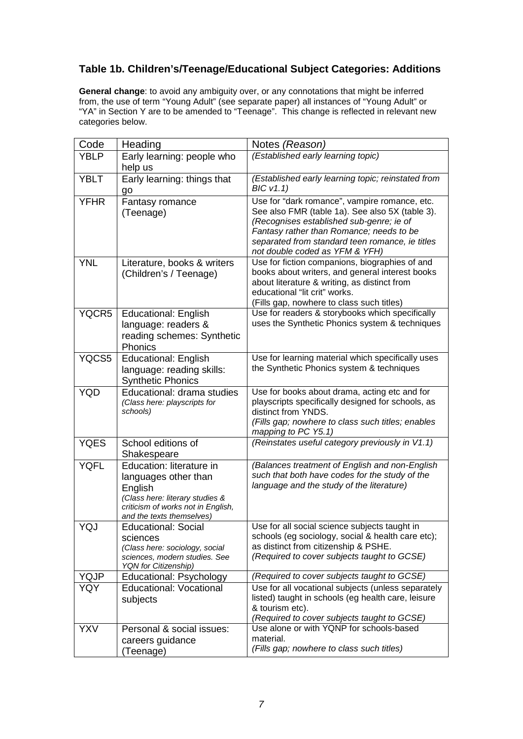### Table 1b. Children's/Teenage/Educational Subject Categories: Additions

**General change**: to avoid any ambiguity over, or any connotations that might be inferred from, the use of term "Young Adult" (see separate paper) all instances of "Young Adult" or "YA" in Section Y are to be amended to "Teenage". This change is reflected in relevant new categories below.

| Code | Heading | Notes *(Reason)* |
|---|---|---|
| YBLP | Early learning: people who help us | *(Established early learning topic)* |
| YBLT | Early learning: things that go | *(Established early learning topic; reinstated from BIC v1.1)* |
| YFHR | Fantasy romance (Teenage) | Use for "dark romance", vampire romance, etc. See also FMR (table 1a). See also 5X (table 3). *(Recognises established sub-genre; ie of Fantasy rather than Romance; needs to be separated from standard teen romance, ie titles not double coded as YFM & YFH)* |
| YNL | Literature, books & writers (Children's / Teenage) | Use for fiction companions, biographies of and books about writers, and general interest books about literature & writing, as distinct from educational "lit crit" works. (Fills gap, nowhere to class such titles) |
| YQCR5 | Educational: English language: readers & reading schemes: Synthetic Phonics | Use for readers & storybooks which specifically uses the Synthetic Phonics system & techniques |
| YQCS5 | Educational: English language: reading skills: Synthetic Phonics | Use for learning material which specifically uses the Synthetic Phonics system & techniques |
| YQD | Educational: drama studies *(Class here: playscripts for schools)* | Use for books about drama, acting etc and for playscripts specifically designed for schools, as distinct from YNDS. *(Fills gap; nowhere to class such titles; enables mapping to PC Y5.1)* |
| YQES | School editions of Shakespeare | *(Reinstates useful category previously in V1.1)* |
| YQFL | Education: literature in languages other than English *(Class here: literary studies & criticism of works not in English, and the texts themselves)* | *(Balances treatment of English and non-English such that both have codes for the study of the language and the study of the literature)* |
| YQJ | Educational: Social sciences *(Class here: sociology, social sciences, modern studies. See YQN for Citizenship)* | Use for all social science subjects taught in schools (eg sociology, social & health care etc); as distinct from citizenship & PSHE. *(Required to cover subjects taught to GCSE)* |
| YQJP | Educational: Psychology | *(Required to cover subjects taught to GCSE)* |
| YQY | Educational: Vocational subjects | Use for all vocational subjects (unless separately listed) taught in schools (eg health care, leisure & tourism etc). *(Required to cover subjects taught to GCSE)* |
| YXV | Personal & social issues: careers guidance (Teenage) | Use alone or with YQNP for schools-based material. *(Fills gap; nowhere to class such titles)* |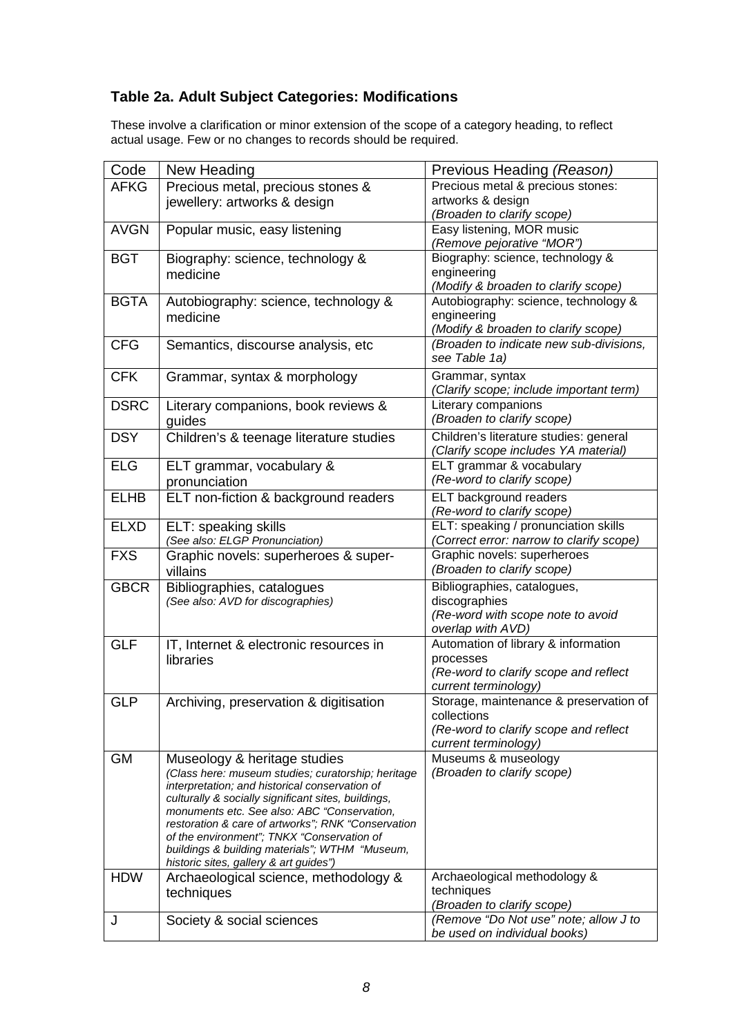### Table 2a. Adult Subject Categories: Modifications

These involve a clarification or minor extension of the scope of a category heading, to reflect actual usage. Few or no changes to records should be required.

| Code | New Heading | Previous Heading *(Reason)* |
|---|---|---|
| AFKG | Precious metal, precious stones & jewellery: artworks & design | Precious metal & precious stones: artworks & design *(Broaden to clarify scope)* |
| AVGN | Popular music, easy listening | Easy listening, MOR music *(Remove pejorative "MOR")* |
| BGT | Biography: science, technology & medicine | Biography: science, technology & engineering *(Modify & broaden to clarify scope)* |
| BGTA | Autobiography: science, technology & medicine | Autobiography: science, technology & engineering *(Modify & broaden to clarify scope)* |
| CFG | Semantics, discourse analysis, etc | *(Broaden to indicate new sub-divisions, see Table 1a)* |
| CFK | Grammar, syntax & morphology | Grammar, syntax *(Clarify scope; include important term)* |
| DSRC | Literary companions, book reviews & guides | Literary companions *(Broaden to clarify scope)* |
| DSY | Children's & teenage literature studies | Children's literature studies: general *(Clarify scope includes YA material)* |
| ELG | ELT grammar, vocabulary & pronunciation | ELT grammar & vocabulary *(Re-word to clarify scope)* |
| ELHB | ELT non-fiction & background readers | ELT background readers *(Re-word to clarify scope)* |
| ELXD | ELT: speaking skills *(See also: ELGP Pronunciation)* | ELT: speaking / pronunciation skills *(Correct error: narrow to clarify scope)* |
| FXS | Graphic novels: superheroes & super-villains | Graphic novels: superheroes *(Broaden to clarify scope)* |
| GBCR | Bibliographies, catalogues *(See also: AVD for discographies)* | Bibliographies, catalogues, discographies *(Re-word with scope note to avoid overlap with AVD)* |
| GLF | IT, Internet & electronic resources in libraries | Automation of library & information processes *(Re-word to clarify scope and reflect current terminology)* |
| GLP | Archiving, preservation & digitisation | Storage, maintenance & preservation of collections *(Re-word to clarify scope and reflect current terminology)* |
| GM | Museology & heritage studies *(Class here: museum studies; curatorship; heritage interpretation; and historical conservation of culturally & socially significant sites, buildings, monuments etc. See also: ABC "Conservation, restoration & care of artworks"; RNK "Conservation of the environment"; TNKX "Conservation of buildings & building materials"; WTHM "Museum, historic sites, gallery & art guides")* | Museums & museology *(Broaden to clarify scope)* |
| HDW | Archaeological science, methodology & techniques | Archaeological methodology & techniques *(Broaden to clarify scope)* |
| J | Society & social sciences | *(Remove "Do Not use" note; allow J to be used on individual books)* |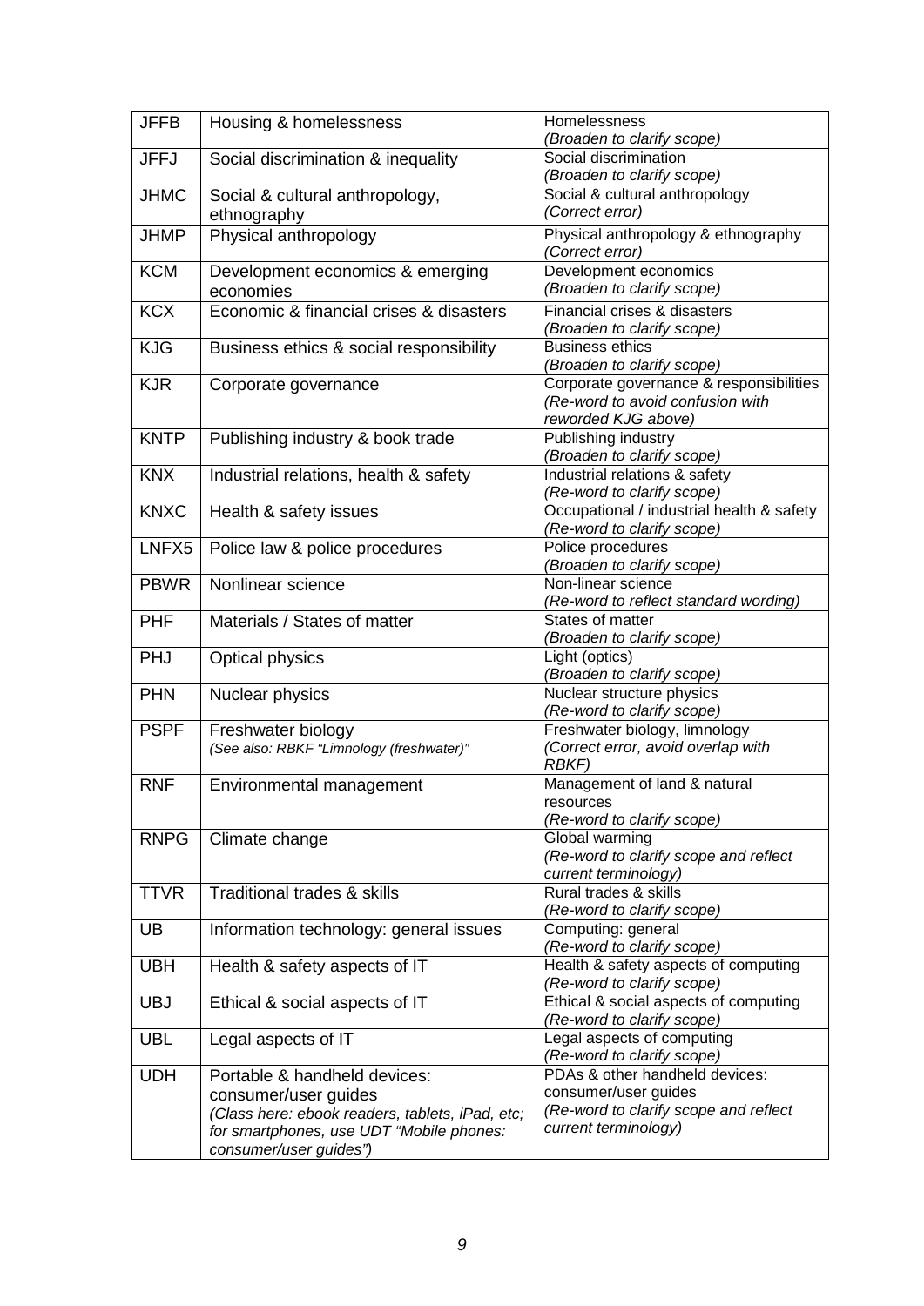| JFFB | Housing & homelessness | Homelessness *(Broaden to clarify scope)* |
|---|---|---|
| JFFJ | Social discrimination & inequality | Social discrimination *(Broaden to clarify scope)* |
| JHMC | Social & cultural anthropology, ethnography | Social & cultural anthropology *(Correct error)* |
| JHMP | Physical anthropology | Physical anthropology & ethnography *(Correct error)* |
| KCM | Development economics & emerging economies | Development economics *(Broaden to clarify scope)* |
| KCX | Economic & financial crises & disasters | Financial crises & disasters *(Broaden to clarify scope)* |
| KJG | Business ethics & social responsibility | Business ethics *(Broaden to clarify scope)* |
| KJR | Corporate governance | Corporate governance & responsibilities *(Re-word to avoid confusion with reworded KJG above)* |
| KNTP | Publishing industry & book trade | Publishing industry *(Broaden to clarify scope)* |
| KNX | Industrial relations, health & safety | Industrial relations & safety *(Re-word to clarify scope)* |
| KNXC | Health & safety issues | Occupational / industrial health & safety *(Re-word to clarify scope)* |
| LNFX5 | Police law & police procedures | Police procedures *(Broaden to clarify scope)* |
| PBWR | Nonlinear science | Non-linear science *(Re-word to reflect standard wording)* |
| PHF | Materials / States of matter | States of matter *(Broaden to clarify scope)* |
| PHJ | Optical physics | Light (optics) *(Broaden to clarify scope)* |
| PHN | Nuclear physics | Nuclear structure physics *(Re-word to clarify scope)* |
| PSPF | Freshwater biology *(See also: RBKF "Limnology (freshwater)")* | Freshwater biology, limnology *(Correct error, avoid overlap with RBKF)* |
| RNF | Environmental management | Management of land & natural resources *(Re-word to clarify scope)* |
| RNPG | Climate change | Global warming *(Re-word to clarify scope and reflect current terminology)* |
| TTVR | Traditional trades & skills | Rural trades & skills *(Re-word to clarify scope)* |
| UB | Information technology: general issues | Computing: general *(Re-word to clarify scope)* |
| UBH | Health & safety aspects of IT | Health & safety aspects of computing *(Re-word to clarify scope)* |
| UBJ | Ethical & social aspects of IT | Ethical & social aspects of computing *(Re-word to clarify scope)* |
| UBL | Legal aspects of IT | Legal aspects of computing *(Re-word to clarify scope)* |
| UDH | Portable & handheld devices: consumer/user guides *(Class here: ebook readers, tablets, iPad, etc; for smartphones, use UDT "Mobile phones: consumer/user guides")* | PDAs & other handheld devices: consumer/user guides *(Re-word to clarify scope and reflect current terminology)* |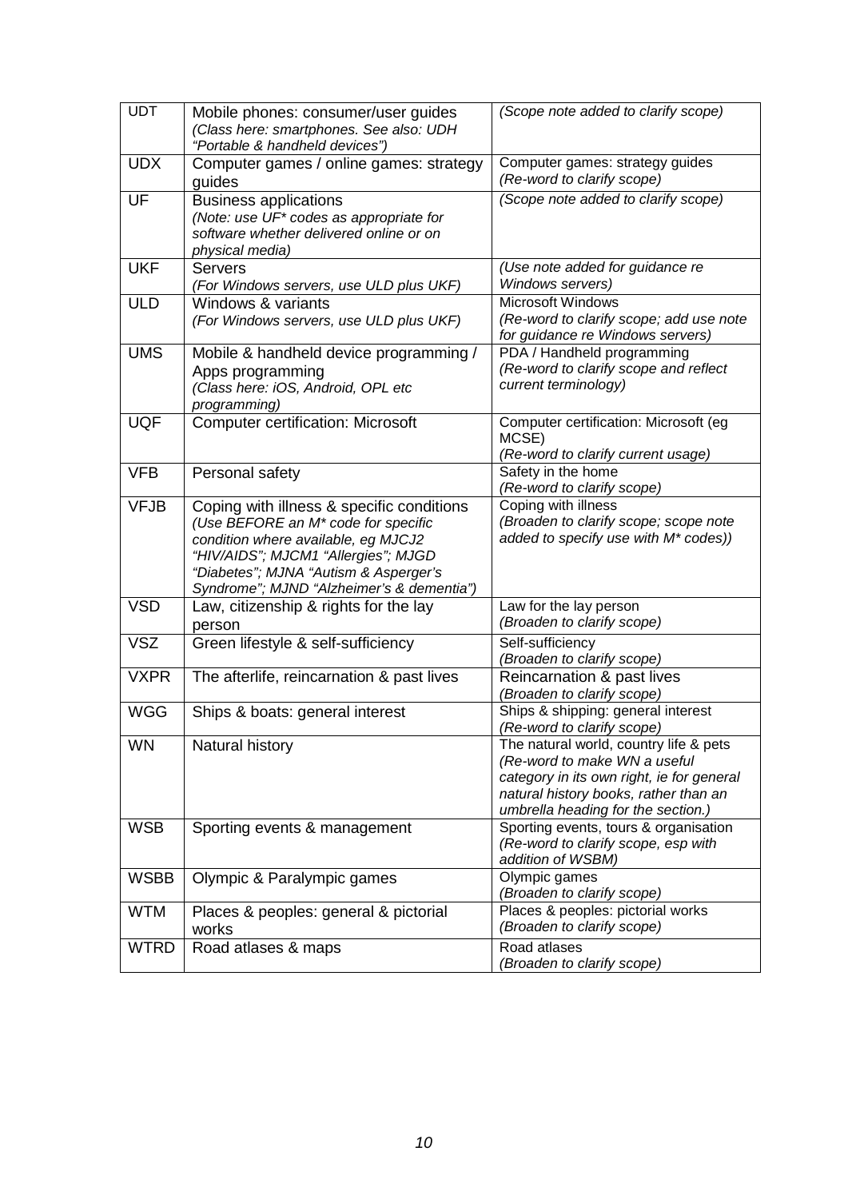| UDT | Mobile phones: consumer/user guides<br>*(Class here: smartphones. See also: UDH "Portable & handheld devices")* | *(Scope note added to clarify scope)* |
|---|---|---|
| UDX | Computer games / online games: strategy guides | Computer games: strategy guides<br>*(Re-word to clarify scope)* |
| UF | Business applications<br>*(Note: use UF* codes as appropriate for software whether delivered online or on physical media)* | *(Scope note added to clarify scope)* |
| UKF | Servers<br>*(For Windows servers, use ULD plus UKF)* | *(Use note added for guidance re Windows servers)* |
| ULD | Windows & variants<br>*(For Windows servers, use ULD plus UKF)* | Microsoft Windows<br>*(Re-word to clarify scope; add use note for guidance re Windows servers)* |
| UMS | Mobile & handheld device programming / Apps programming<br>*(Class here: iOS, Android, OPL etc programming)* | PDA / Handheld programming<br>*(Re-word to clarify scope and reflect current terminology)* |
| UQF | Computer certification: Microsoft | Computer certification: Microsoft (eg MCSE)<br>*(Re-word to clarify current usage)* |
| VFB | Personal safety | Safety in the home<br>*(Re-word to clarify scope)* |
| VFJB | Coping with illness & specific conditions<br>*(Use BEFORE an M* code for specific condition where available, eg MJCJ2 "HIV/AIDS"; MJCM1 "Allergies"; MJGD "Diabetes"; MJNA "Autism & Asperger's Syndrome"; MJND "Alzheimer's & dementia")* | Coping with illness<br>*(Broaden to clarify scope; scope note added to specify use with M* codes))* |
| VSD | Law, citizenship & rights for the lay person | Law for the lay person<br>*(Broaden to clarify scope)* |
| VSZ | Green lifestyle & self-sufficiency | Self-sufficiency<br>*(Broaden to clarify scope)* |
| VXPR | The afterlife, reincarnation & past lives | Reincarnation & past lives<br>*(Broaden to clarify scope)* |
| WGG | Ships & boats: general interest | Ships & shipping: general interest<br>*(Re-word to clarify scope)* |
| WN | Natural history | The natural world, country life & pets<br>*(Re-word to make WN a useful category in its own right, ie for general natural history books, rather than an umbrella heading for the section.)* |
| WSB | Sporting events & management | Sporting events, tours & organisation<br>*(Re-word to clarify scope, esp with addition of WSBM)* |
| WSBB | Olympic & Paralympic games | Olympic games<br>*(Broaden to clarify scope)* |
| WTM | Places & peoples: general & pictorial works | Places & peoples: pictorial works<br>*(Broaden to clarify scope)* |
| WTRD | Road atlases & maps | Road atlases<br>*(Broaden to clarify scope)* |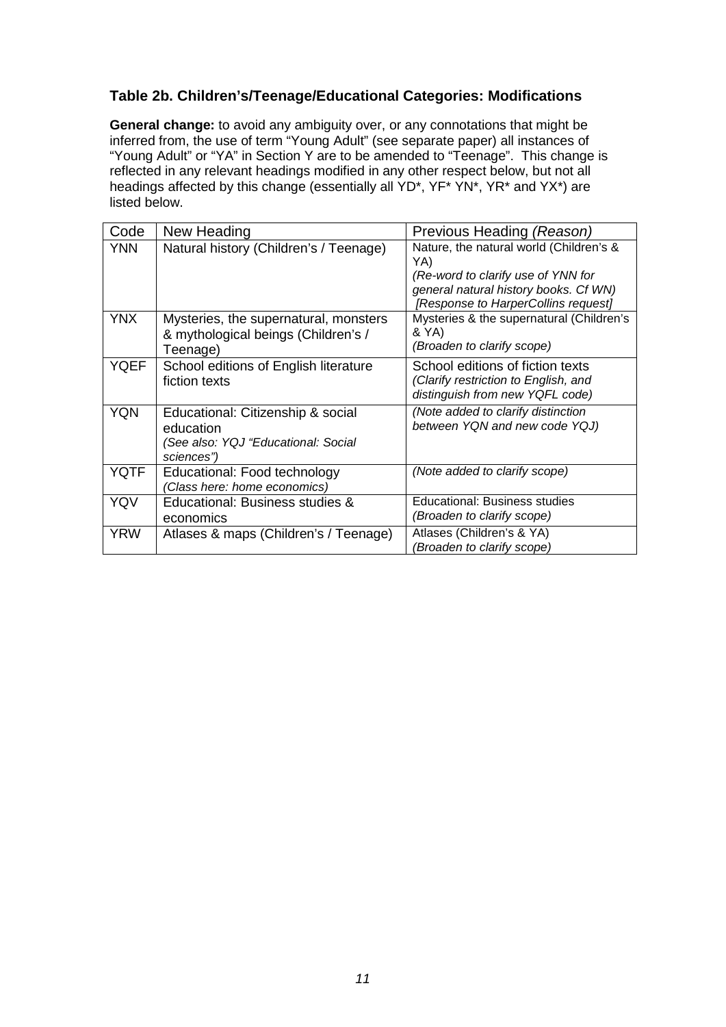### Table 2b. Children's/Teenage/Educational Categories: Modifications

**General change:** to avoid any ambiguity over, or any connotations that might be inferred from, the use of term "Young Adult" (see separate paper) all instances of "Young Adult" or "YA" in Section Y are to be amended to "Teenage". This change is reflected in any relevant headings modified in any other respect below, but not all headings affected by this change (essentially all YD*, YF* YN*, YR* and YX*) are listed below.

| Code | New Heading | Previous Heading *(Reason)* |
|---|---|---|
| YNN | Natural history (Children's / Teenage) | Nature, the natural world (Children's & YA)<br>*(Re-word to clarify use of YNN for general natural history books. Cf WN)*<br>*[Response to HarperCollins request]* |
| YNX | Mysteries, the supernatural, monsters & mythological beings (Children's / Teenage) | Mysteries & the supernatural (Children's & YA)<br>*(Broaden to clarify scope)* |
| YQEF | School editions of English literature fiction texts | School editions of fiction texts<br>*(Clarify restriction to English, and distinguish from new YQFL code)* |
| YQN | Educational: Citizenship & social education<br>*(See also: YQJ "Educational: Social sciences")* | *(Note added to clarify distinction between YQN and new code YQJ)* |
| YQTF | Educational: Food technology<br>*(Class here: home economics)* | *(Note added to clarify scope)* |
| YQV | Educational: Business studies & economics | Educational: Business studies<br>*(Broaden to clarify scope)* |
| YRW | Atlases & maps (Children's / Teenage) | Atlases (Children's & YA)<br>*(Broaden to clarify scope)* |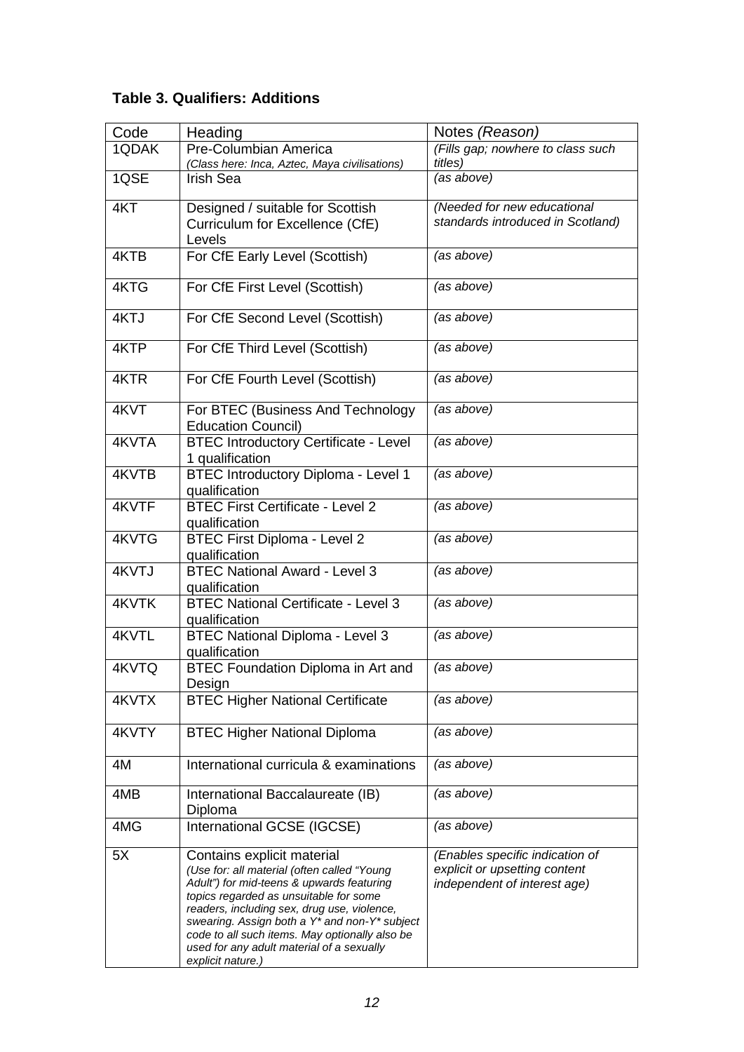**Table 3. Qualifiers: Additions**

| Code | Heading | Notes *(Reason)* |
|---|---|---|
| 1QDAK | Pre-Columbian America *(Class here: Inca, Aztec, Maya civilisations)* | *(Fills gap; nowhere to class such titles)* |
| 1QSE | Irish Sea | *(as above)* |
| 4KT | Designed / suitable for Scottish Curriculum for Excellence (CfE) Levels | *(Needed for new educational standards introduced in Scotland)* |
| 4KTB | For CfE Early Level (Scottish) | *(as above)* |
| 4KTG | For CfE First Level (Scottish) | *(as above)* |
| 4KTJ | For CfE Second Level (Scottish) | *(as above)* |
| 4KTP | For CfE Third Level (Scottish) | *(as above)* |
| 4KTR | For CfE Fourth Level (Scottish) | *(as above)* |
| 4KVT | For BTEC (Business And Technology Education Council) | *(as above)* |
| 4KVTA | BTEC Introductory Certificate - Level 1 qualification | *(as above)* |
| 4KVTB | BTEC Introductory Diploma - Level 1 qualification | *(as above)* |
| 4KVTF | BTEC First Certificate - Level 2 qualification | *(as above)* |
| 4KVTG | BTEC First Diploma - Level 2 qualification | *(as above)* |
| 4KVTJ | BTEC National Award - Level 3 qualification | *(as above)* |
| 4KVTK | BTEC National Certificate - Level 3 qualification | *(as above)* |
| 4KVTL | BTEC National Diploma - Level 3 qualification | *(as above)* |
| 4KVTQ | BTEC Foundation Diploma in Art and Design | *(as above)* |
| 4KVTX | BTEC Higher National Certificate | *(as above)* |
| 4KVTY | BTEC Higher National Diploma | *(as above)* |
| 4M | International curricula & examinations | *(as above)* |
| 4MB | International Baccalaureate (IB) Diploma | *(as above)* |
| 4MG | International GCSE (IGCSE) | *(as above)* |
| 5X | Contains explicit material *(Use for: all material (often called "Young Adult") for mid-teens & upwards featuring topics regarded as unsuitable for some readers, including sex, drug use, violence, swearing. Assign both a Y* and non-Y* subject code to all such items. May optionally also be used for any adult material of a sexually explicit nature.)* | *(Enables specific indication of explicit or upsetting content independent of interest age)* |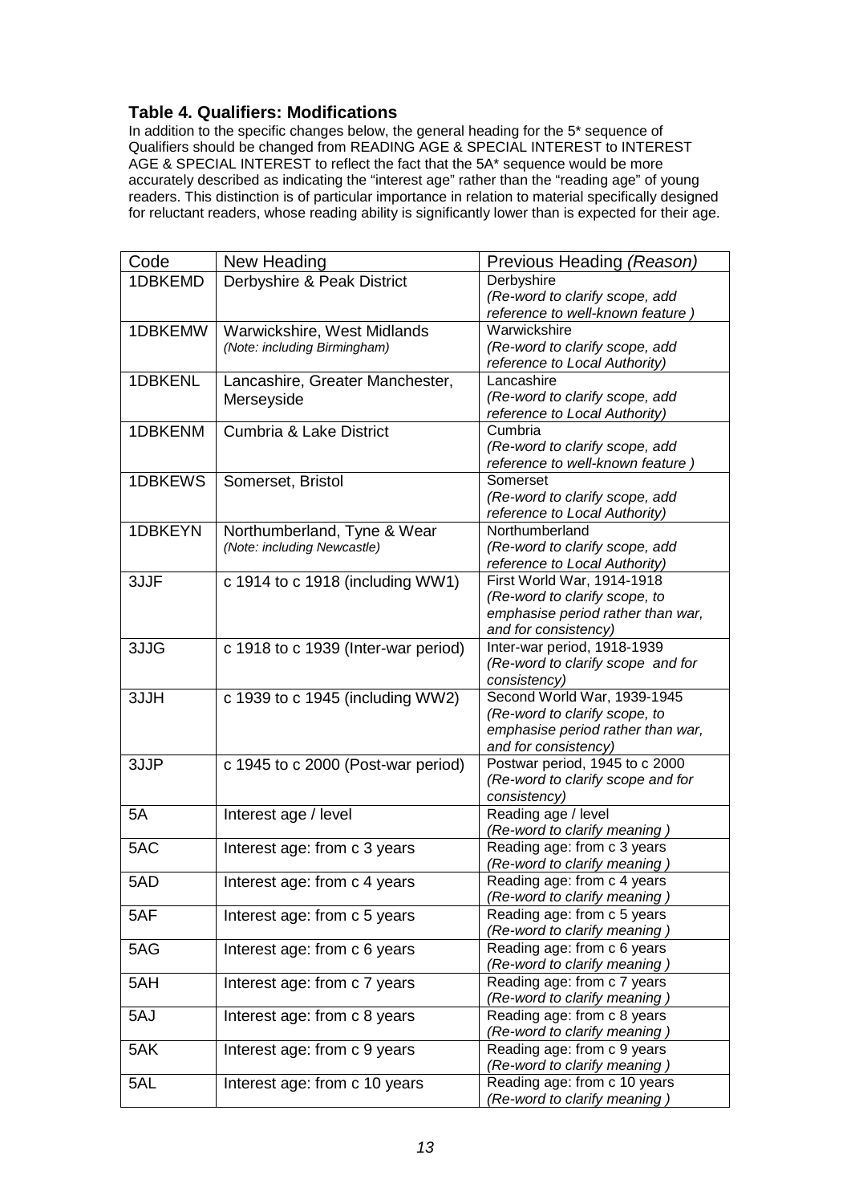### Table 4. Qualifiers: Modifications

In addition to the specific changes below, the general heading for the 5* sequence of Qualifiers should be changed from READING AGE & SPECIAL INTEREST to INTEREST AGE & SPECIAL INTEREST to reflect the fact that the 5A* sequence would be more accurately described as indicating the "interest age" rather than the "reading age" of young readers. This distinction is of particular importance in relation to material specifically designed for reluctant readers, whose reading ability is significantly lower than is expected for their age.

| Code | New Heading | Previous Heading *(Reason)* |
|---|---|---|
| 1DBKEMD | Derbyshire & Peak District | Derbyshire *(Re-word to clarify scope, add reference to well-known feature )* |
| 1DBKEMW | Warwickshire, West Midlands *(Note: including Birmingham)* | Warwickshire *(Re-word to clarify scope, add reference to Local Authority)* |
| 1DBKENL | Lancashire, Greater Manchester, Merseyside | Lancashire *(Re-word to clarify scope, add reference to Local Authority)* |
| 1DBKENM | Cumbria & Lake District | Cumbria *(Re-word to clarify scope, add reference to well-known feature )* |
| 1DBKEWS | Somerset, Bristol | Somerset *(Re-word to clarify scope, add reference to Local Authority)* |
| 1DBKEYN | Northumberland, Tyne & Wear *(Note: including Newcastle)* | Northumberland *(Re-word to clarify scope, add reference to Local Authority)* |
| 3JJF | c 1914 to c 1918 (including WW1) | First World War, 1914-1918 *(Re-word to clarify scope, to emphasise period rather than war, and for consistency)* |
| 3JJG | c 1918 to c 1939 (Inter-war period) | Inter-war period, 1918-1939 *(Re-word to clarify scope and for consistency)* |
| 3JJH | c 1939 to c 1945 (including WW2) | Second World War, 1939-1945 *(Re-word to clarify scope, to emphasise period rather than war, and for consistency)* |
| 3JJP | c 1945 to c 2000 (Post-war period) | Postwar period, 1945 to c 2000 *(Re-word to clarify scope and for consistency)* |
| 5A | Interest age / level | Reading age / level *(Re-word to clarify meaning )* |
| 5AC | Interest age: from c 3 years | Reading age: from c 3 years *(Re-word to clarify meaning )* |
| 5AD | Interest age: from c 4 years | Reading age: from c 4 years *(Re-word to clarify meaning )* |
| 5AF | Interest age: from c 5 years | Reading age: from c 5 years *(Re-word to clarify meaning )* |
| 5AG | Interest age: from c 6 years | Reading age: from c 6 years *(Re-word to clarify meaning )* |
| 5AH | Interest age: from c 7 years | Reading age: from c 7 years *(Re-word to clarify meaning )* |
| 5AJ | Interest age: from c 8 years | Reading age: from c 8 years *(Re-word to clarify meaning )* |
| 5AK | Interest age: from c 9 years | Reading age: from c 9 years *(Re-word to clarify meaning )* |
| 5AL | Interest age: from c 10 years | Reading age: from c 10 years *(Re-word to clarify meaning )* |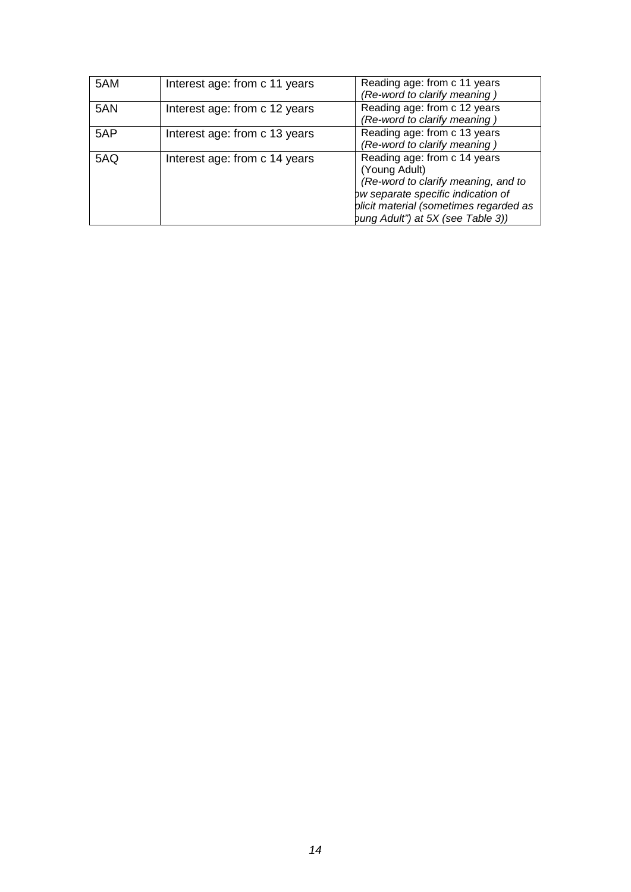| | | |
|---|---|---|
| 5AM | Interest age: from c 11 years | Reading age: from c 11 years *(Re-word to clarify meaning )* |
| 5AN | Interest age: from c 12 years | Reading age: from c 12 years *(Re-word to clarify meaning )* |
| 5AP | Interest age: from c 13 years | Reading age: from c 13 years *(Re-word to clarify meaning )* |
| 5AQ | Interest age: from c 14 years | Reading age: from c 14 years (Young Adult) *(Re-word to clarify meaning, and to ow separate specific indication of plicit material (sometimes regarded as oung Adult") at 5X (see Table 3))* |